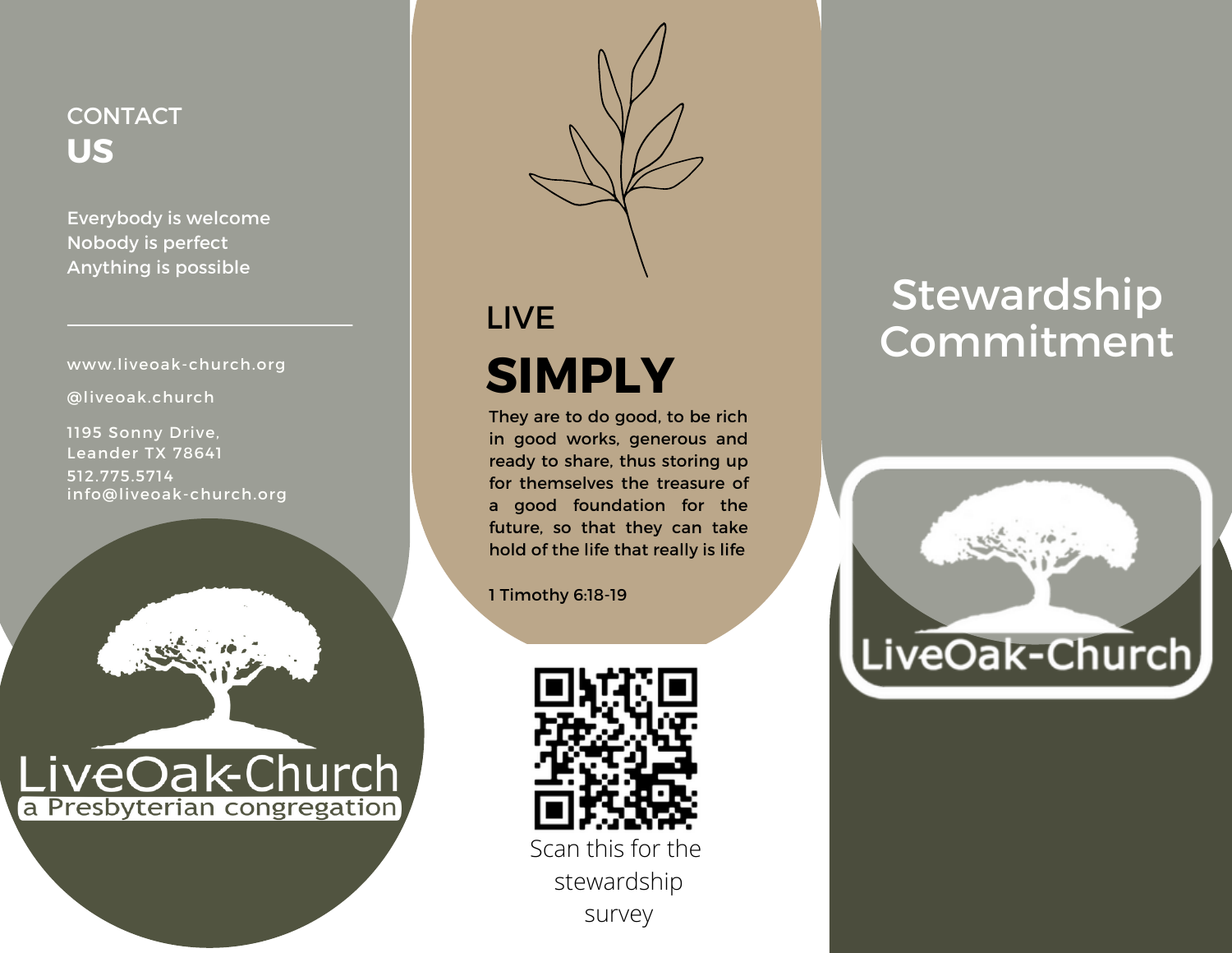## CONTACT US

Everybody is welcome
Nobody is perfect
Anything is possible

www.liveoak-church.org

@liveoak.church

1195 Sonny Drive,
Leander TX 78641

512.775.5714
info@liveoak-church.org

LiveOak-Church
a Presbyterian congregation

## LIVE SIMPLY

They are to do good, to be rich in good works, generous and ready to share, thus storing up for themselves the treasure of a good foundation for the future, so that they can take hold of the life that really is life

1 Timothy 6:18-19

Scan this for the stewardship survey

# Stewardship Commitment

LiveOak-Church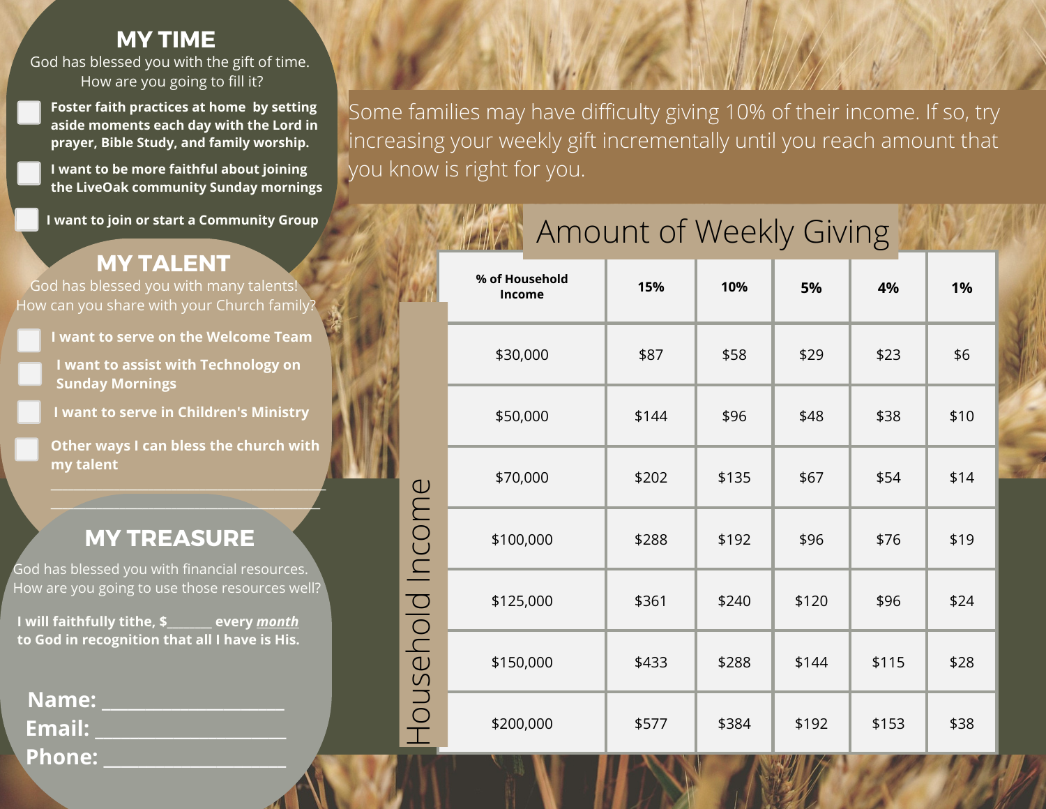## MY TIME

God has blessed you with the gift of time. How are you going to fill it?

- [ ] **Foster faith practices at home by setting aside moments each day with the Lord in prayer, Bible Study, and family worship.**
- [ ] **I want to be more faithful about joining the LiveOak community Sunday mornings**
- [ ] **I want to join or start a Community Group**

## MY TALENT

God has blessed you with many talents! How can you share with your Church family?

- [ ] **I want to serve on the Welcome Team**
- [ ] **I want to assist with Technology on Sunday Mornings**
- [ ] **I want to serve in Children's Ministry**
- [ ] **Other ways I can bless the church with my talent**

______________________________

______________________________

## MY TREASURE

God has blessed you with financial resources. How are you going to use those resources well?

**I will faithfully tithe, $_______ every *month* to God in recognition that all I have is His.**

**Name:** ____________________

**Email:** ____________________

**Phone:** ____________________

Some families may have difficulty giving 10% of their income. If so, try increasing your weekly gift incrementally until you reach amount that you know is right for you.

## Amount of Weekly Giving

| Household Income / % of Household Income | 15% | 10% | 5% | 4% | 1% |
|---|---|---|---|---|---|
| $30,000 | $87 | $58 | $29 | $23 | $6 |
| $50,000 | $144 | $96 | $48 | $38 | $10 |
| $70,000 | $202 | $135 | $67 | $54 | $14 |
| $100,000 | $288 | $192 | $96 | $76 | $19 |
| $125,000 | $361 | $240 | $120 | $96 | $24 |
| $150,000 | $433 | $288 | $144 | $115 | $28 |
| $200,000 | $577 | $384 | $192 | $153 | $38 |